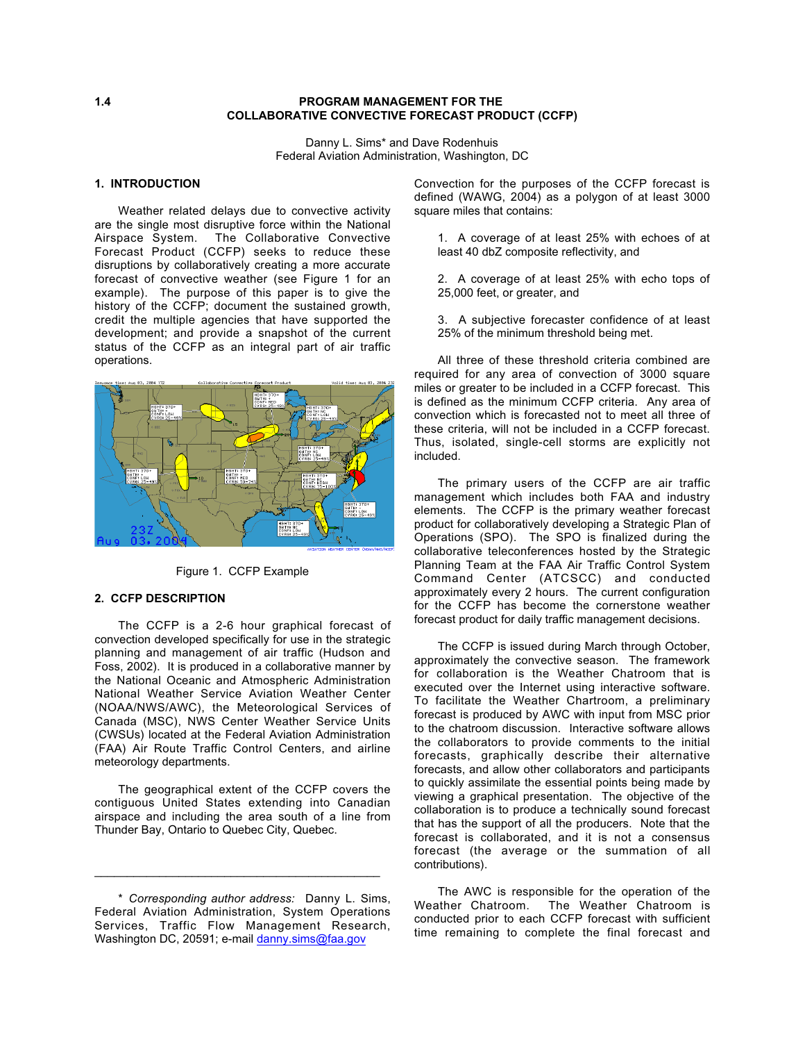# 1.4 PROGRAM MANAGEMENT FOR THE COLLABORATIVE CONVECTIVE FORECAST PRODUCT (CCFP)

Danny L. Sims* and Dave Rodenhuis
Federal Aviation Administration, Washington, DC

## 1. INTRODUCTION

Weather related delays due to convective activity are the single most disruptive force within the National Airspace System. The Collaborative Convective Forecast Product (CCFP) seeks to reduce these disruptions by collaboratively creating a more accurate forecast of convective weather (see Figure 1 for an example). The purpose of this paper is to give the history of the CCFP; document the sustained growth, credit the multiple agencies that have supported the development; and provide a snapshot of the current status of the CCFP as an integral part of air traffic operations.

Figure 1. CCFP Example

## 2. CCFP DESCRIPTION

The CCFP is a 2-6 hour graphical forecast of convection developed specifically for use in the strategic planning and management of air traffic (Hudson and Foss, 2002). It is produced in a collaborative manner by the National Oceanic and Atmospheric Administration National Weather Service Aviation Weather Center (NOAA/NWS/AWC), the Meteorological Services of Canada (MSC), NWS Center Weather Service Units (CWSUs) located at the Federal Aviation Administration (FAA) Air Route Traffic Control Centers, and airline meteorology departments.

The geographical extent of the CCFP covers the contiguous United States extending into Canadian airspace and including the area south of a line from Thunder Bay, Ontario to Quebec City, Quebec.

Convection for the purposes of the CCFP forecast is defined (WAWG, 2004) as a polygon of at least 3000 square miles that contains:

1. A coverage of at least 25% with echoes of at least 40 dbZ composite reflectivity, and

2. A coverage of at least 25% with echo tops of 25,000 feet, or greater, and

3. A subjective forecaster confidence of at least 25% of the minimum threshold being met.

All three of these threshold criteria combined are required for any area of convection of 3000 square miles or greater to be included in a CCFP forecast. This is defined as the minimum CCFP criteria. Any area of convection which is forecasted not to meet all three of these criteria, will not be included in a CCFP forecast. Thus, isolated, single-cell storms are explicitly not included.

The primary users of the CCFP are air traffic management which includes both FAA and industry elements. The CCFP is the primary weather forecast product for collaboratively developing a Strategic Plan of Operations (SPO). The SPO is finalized during the collaborative teleconferences hosted by the Strategic Planning Team at the FAA Air Traffic Control System Command Center (ATCSCC) and conducted approximately every 2 hours. The current configuration for the CCFP has become the cornerstone weather forecast product for daily traffic management decisions.

The CCFP is issued during March through October, approximately the convective season. The framework for collaboration is the Weather Chatroom that is executed over the Internet using interactive software. To facilitate the Weather Chatroom, a preliminary forecast is produced by AWC with input from MSC prior to the chatroom discussion. Interactive software allows the collaborators to provide comments to the initial forecasts, graphically describe their alternative forecasts, and allow other collaborators and participants to quickly assimilate the essential points being made by viewing a graphical presentation. The objective of the collaboration is to produce a technically sound forecast that has the support of all the producers. Note that the forecast is collaborated, and it is not a consensus forecast (the average or the summation of all contributions).

The AWC is responsible for the operation of the Weather Chatroom. The Weather Chatroom is conducted prior to each CCFP forecast with sufficient time remaining to complete the final forecast and

---

\* *Corresponding author address:* Danny L. Sims, Federal Aviation Administration, System Operations Services, Traffic Flow Management Research, Washington DC, 20591; e-mail danny.sims@faa.gov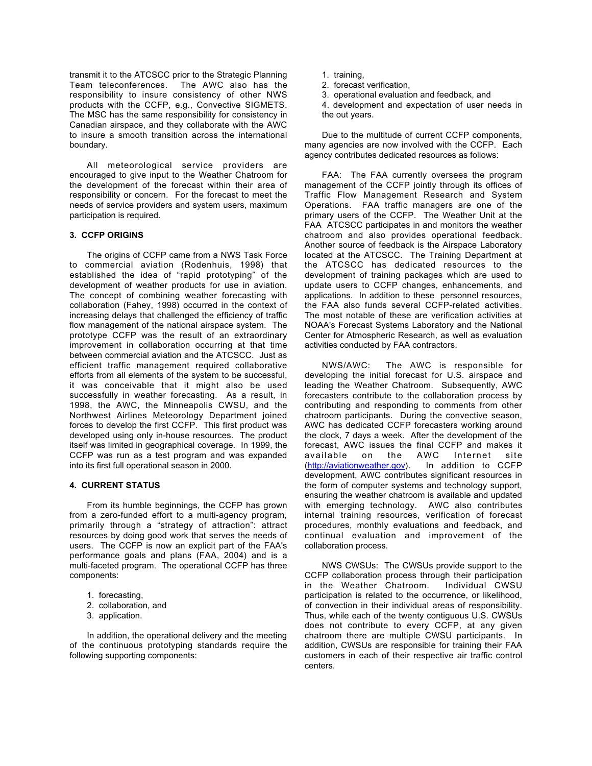transmit it to the ATCSCC prior to the Strategic Planning Team teleconferences. The AWC also has the responsibility to insure consistency of other NWS products with the CCFP, e.g., Convective SIGMETS. The MSC has the same responsibility for consistency in Canadian airspace, and they collaborate with the AWC to insure a smooth transition across the international boundary.

All meteorological service providers are encouraged to give input to the Weather Chatroom for the development of the forecast within their area of responsibility or concern. For the forecast to meet the needs of service providers and system users, maximum participation is required.

## 3. CCFP ORIGINS

The origins of CCFP came from a NWS Task Force to commercial aviation (Rodenhuis, 1998) that established the idea of "rapid prototyping" of the development of weather products for use in aviation. The concept of combining weather forecasting with collaboration (Fahey, 1998) occurred in the context of increasing delays that challenged the efficiency of traffic flow management of the national airspace system. The prototype CCFP was the result of an extraordinary improvement in collaboration occurring at that time between commercial aviation and the ATCSCC. Just as efficient traffic management required collaborative efforts from all elements of the system to be successful, it was conceivable that it might also be used successfully in weather forecasting. As a result, in 1998, the AWC, the Minneapolis CWSU, and the Northwest Airlines Meteorology Department joined forces to develop the first CCFP. This first product was developed using only in-house resources. The product itself was limited in geographical coverage. In 1999, the CCFP was run as a test program and was expanded into its first full operational season in 2000.

## 4. CURRENT STATUS

From its humble beginnings, the CCFP has grown from a zero-funded effort to a multi-agency program, primarily through a "strategy of attraction": attract resources by doing good work that serves the needs of users. The CCFP is now an explicit part of the FAA's performance goals and plans (FAA, 2004) and is a multi-faceted program. The operational CCFP has three components:

1. forecasting,
2. collaboration, and
3. application.

In addition, the operational delivery and the meeting of the continuous prototyping standards require the following supporting components:

1. training,
2. forecast verification,
3. operational evaluation and feedback, and
4. development and expectation of user needs in the out years.

Due to the multitude of current CCFP components, many agencies are now involved with the CCFP. Each agency contributes dedicated resources as follows:

FAA: The FAA currently oversees the program management of the CCFP jointly through its offices of Traffic Flow Management Research and System Operations. FAA traffic managers are one of the primary users of the CCFP. The Weather Unit at the FAA ATCSCC participates in and monitors the weather chatroom and also provides operational feedback. Another source of feedback is the Airspace Laboratory located at the ATCSCC. The Training Department at the ATCSCC has dedicated resources to the development of training packages which are used to update users to CCFP changes, enhancements, and applications. In addition to these personnel resources, the FAA also funds several CCFP-related activities. The most notable of these are verification activities at NOAA's Forecast Systems Laboratory and the National Center for Atmospheric Research, as well as evaluation activities conducted by FAA contractors.

NWS/AWC: The AWC is responsible for developing the initial forecast for U.S. airspace and leading the Weather Chatroom. Subsequently, AWC forecasters contribute to the collaboration process by contributing and responding to comments from other chatroom participants. During the convective season, AWC has dedicated CCFP forecasters working around the clock, 7 days a week. After the development of the forecast, AWC issues the final CCFP and makes it available on the AWC Internet site (http://aviationweather.gov). In addition to CCFP development, AWC contributes significant resources in the form of computer systems and technology support, ensuring the weather chatroom is available and updated with emerging technology. AWC also contributes internal training resources, verification of forecast procedures, monthly evaluations and feedback, and continual evaluation and improvement of the collaboration process.

NWS CWSUs: The CWSUs provide support to the CCFP collaboration process through their participation in the Weather Chatroom. Individual CWSU participation is related to the occurrence, or likelihood, of convection in their individual areas of responsibility. Thus, while each of the twenty contiguous U.S. CWSUs does not contribute to every CCFP, at any given chatroom there are multiple CWSU participants. In addition, CWSUs are responsible for training their FAA customers in each of their respective air traffic control centers.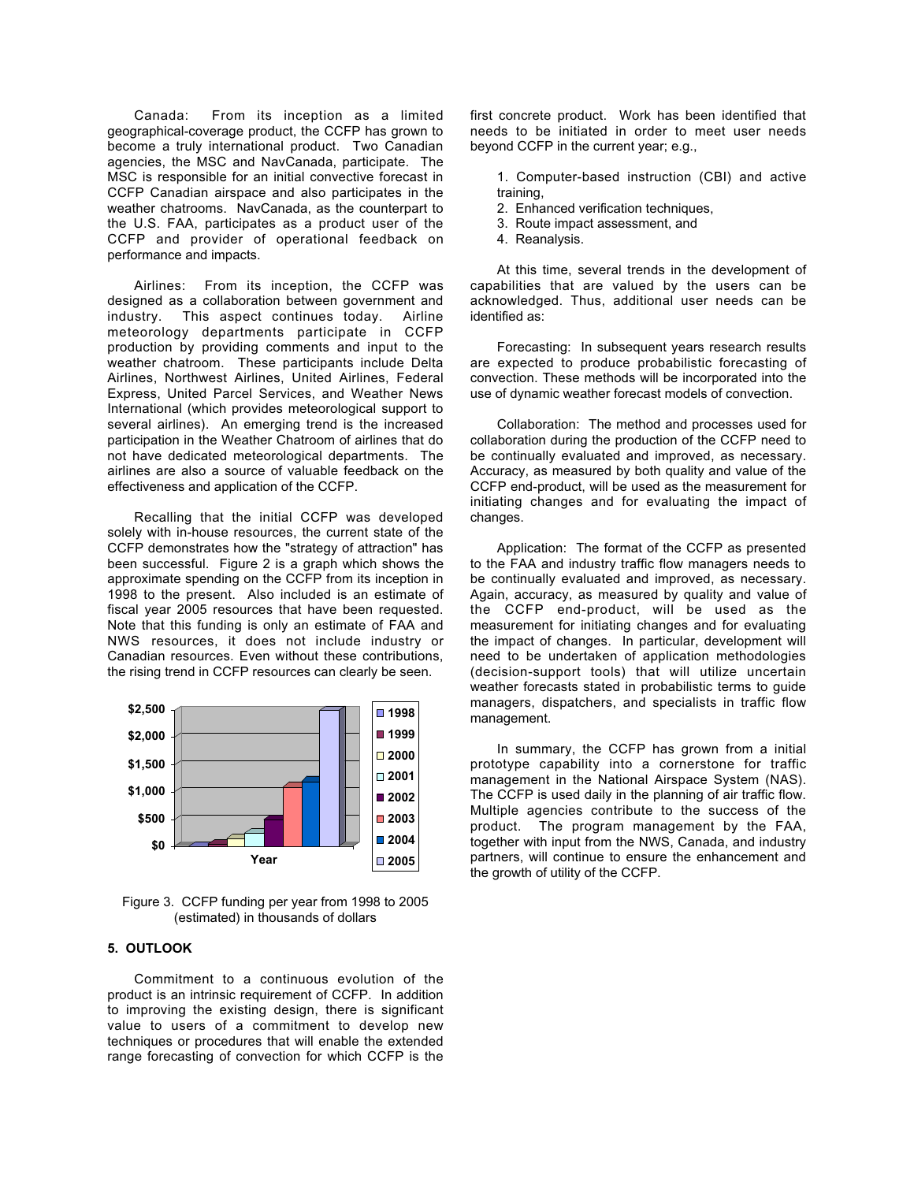Canada: From its inception as a limited geographical-coverage product, the CCFP has grown to become a truly international product. Two Canadian agencies, the MSC and NavCanada, participate. The MSC is responsible for an initial convective forecast in CCFP Canadian airspace and also participates in the weather chatrooms. NavCanada, as the counterpart to the U.S. FAA, participates as a product user of the CCFP and provider of operational feedback on performance and impacts.

Airlines: From its inception, the CCFP was designed as a collaboration between government and industry. This aspect continues today. Airline meteorology departments participate in CCFP production by providing comments and input to the weather chatroom. These participants include Delta Airlines, Northwest Airlines, United Airlines, Federal Express, United Parcel Services, and Weather News International (which provides meteorological support to several airlines). An emerging trend is the increased participation in the Weather Chatroom of airlines that do not have dedicated meteorological departments. The airlines are also a source of valuable feedback on the effectiveness and application of the CCFP.

Recalling that the initial CCFP was developed solely with in-house resources, the current state of the CCFP demonstrates how the "strategy of attraction" has been successful. Figure 2 is a graph which shows the approximate spending on the CCFP from its inception in 1998 to the present. Also included is an estimate of fiscal year 2005 resources that have been requested. Note that this funding is only an estimate of FAA and NWS resources, it does not include industry or Canadian resources. Even without these contributions, the rising trend in CCFP resources can clearly be seen.

Figure 3. CCFP funding per year from 1998 to 2005 (estimated) in thousands of dollars

## 5. OUTLOOK

Commitment to a continuous evolution of the product is an intrinsic requirement of CCFP. In addition to improving the existing design, there is significant value to users of a commitment to develop new techniques or procedures that will enable the extended range forecasting of convection for which CCFP is the first concrete product. Work has been identified that needs to be initiated in order to meet user needs beyond CCFP in the current year; e.g.,

1. Computer-based instruction (CBI) and active training,
2. Enhanced verification techniques,
3. Route impact assessment, and
4. Reanalysis.

At this time, several trends in the development of capabilities that are valued by the users can be acknowledged. Thus, additional user needs can be identified as:

Forecasting: In subsequent years research results are expected to produce probabilistic forecasting of convection. These methods will be incorporated into the use of dynamic weather forecast models of convection.

Collaboration: The method and processes used for collaboration during the production of the CCFP need to be continually evaluated and improved, as necessary. Accuracy, as measured by both quality and value of the CCFP end-product, will be used as the measurement for initiating changes and for evaluating the impact of changes.

Application: The format of the CCFP as presented to the FAA and industry traffic flow managers needs to be continually evaluated and improved, as necessary. Again, accuracy, as measured by quality and value of the CCFP end-product, will be used as the measurement for initiating changes and for evaluating the impact of changes. In particular, development will need to be undertaken of application methodologies (decision-support tools) that will utilize uncertain weather forecasts stated in probabilistic terms to guide managers, dispatchers, and specialists in traffic flow management.

In summary, the CCFP has grown from a initial prototype capability into a cornerstone for traffic management in the National Airspace System (NAS). The CCFP is used daily in the planning of air traffic flow. Multiple agencies contribute to the success of the product. The program management by the FAA, together with input from the NWS, Canada, and industry partners, will continue to ensure the enhancement and the growth of utility of the CCFP.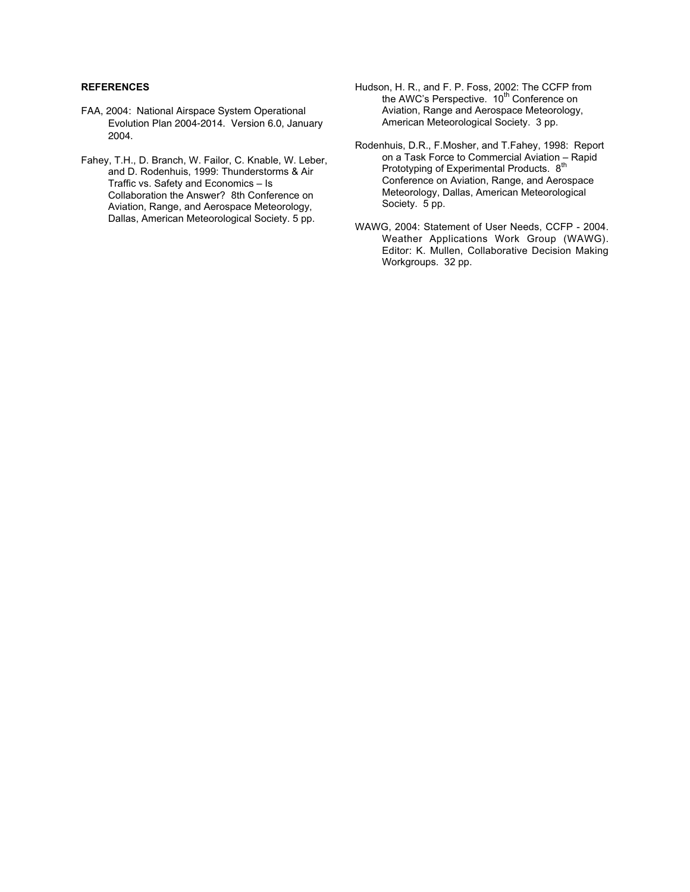**REFERENCES**

FAA, 2004: National Airspace System Operational Evolution Plan 2004-2014. Version 6.0, January 2004.

Fahey, T.H., D. Branch, W. Failor, C. Knable, W. Leber, and D. Rodenhuis, 1999: Thunderstorms & Air Traffic vs. Safety and Economics – Is Collaboration the Answer? 8th Conference on Aviation, Range, and Aerospace Meteorology, Dallas, American Meteorological Society. 5 pp.

Hudson, H. R., and F. P. Foss, 2002: The CCFP from the AWC's Perspective. 10th Conference on Aviation, Range and Aerospace Meteorology, American Meteorological Society. 3 pp.

Rodenhuis, D.R., F.Mosher, and T.Fahey, 1998: Report on a Task Force to Commercial Aviation – Rapid Prototyping of Experimental Products. 8th Conference on Aviation, Range, and Aerospace Meteorology, Dallas, American Meteorological Society. 5 pp.

WAWG, 2004: Statement of User Needs, CCFP - 2004. Weather Applications Work Group (WAWG). Editor: K. Mullen, Collaborative Decision Making Workgroups. 32 pp.